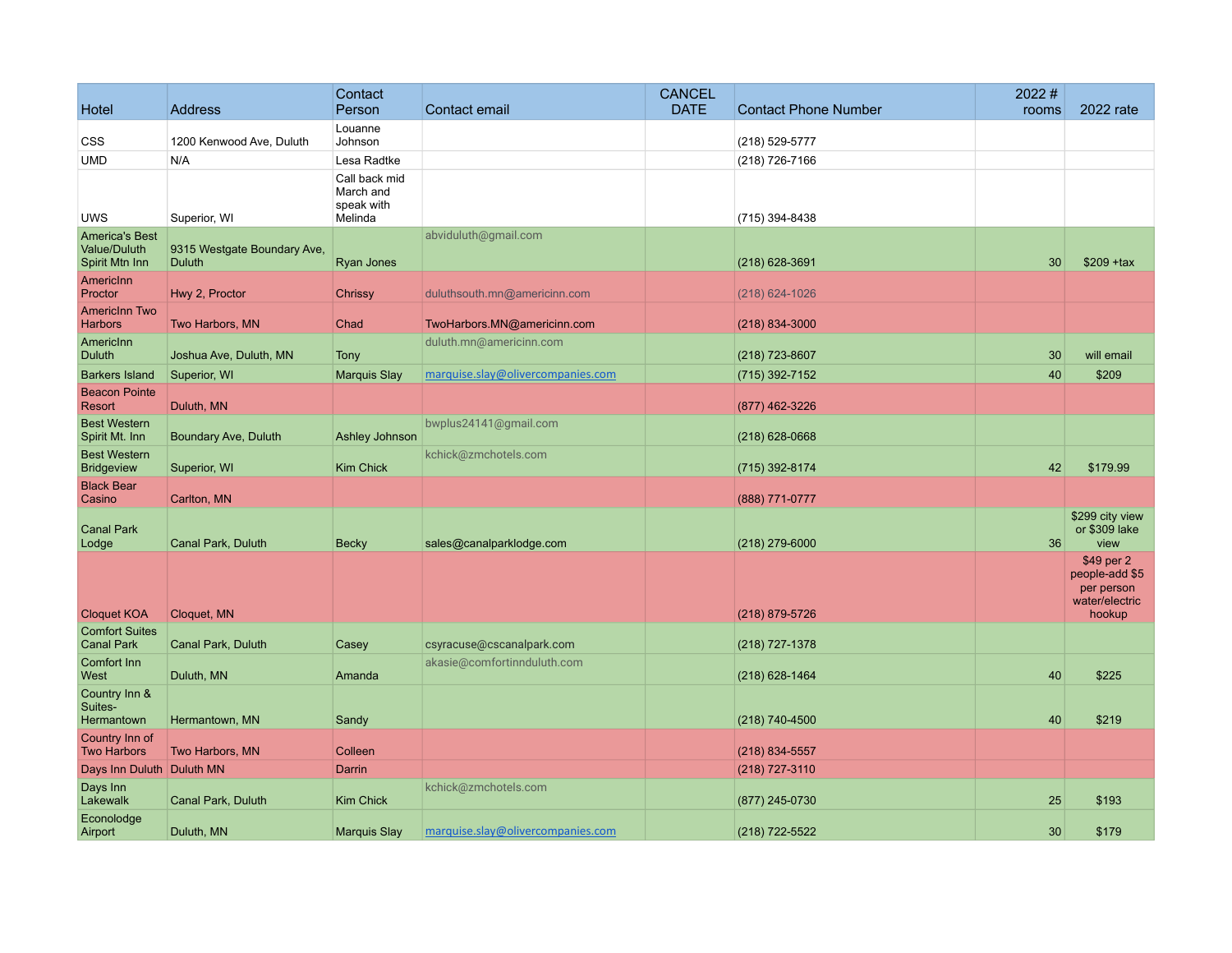| Hotel | Address | Contact Person | Contact email | CANCEL DATE | Contact Phone Number | 2022 # rooms | 2022 rate |
|---|---|---|---|---|---|---|---|
| CSS | 1200 Kenwood Ave, Duluth | Louanne Johnson | | | (218) 529-5777 | | |
| UMD | N/A | Lesa Radtke | | | (218) 726-7166 | | |
| UWS | Superior, WI | Call back mid March and speak with Melinda | | | (715) 394-8438 | | |
| America's Best Value/Duluth Spirit Mtn Inn | 9315 Westgate Boundary Ave, Duluth | Ryan Jones | abviduluth@gmail.com | | (218) 628-3691 | 30 | $209 +tax |
| AmericInn Proctor | Hwy 2, Proctor | Chrissy | duluthsouth.mn@americinn.com | | (218) 624-1026 | | |
| AmericInn Two Harbors | Two Harbors, MN | Chad | TwoHarbors.MN@americinn.com | | (218) 834-3000 | | |
| AmericInn Duluth | Joshua Ave, Duluth, MN | Tony | duluth.mn@americinn.com | | (218) 723-8607 | 30 | will email |
| Barkers Island | Superior, WI | Marquis Slay | marquise.slay@olivercompanies.com | | (715) 392-7152 | 40 | $209 |
| Beacon Pointe Resort | Duluth, MN | | | | (877) 462-3226 | | |
| Best Western Spirit Mt. Inn | Boundary Ave, Duluth | Ashley Johnson | bwplus24141@gmail.com | | (218) 628-0668 | | |
| Best Western Bridgeview | Superior, WI | Kim Chick | kchick@zmchotels.com | | (715) 392-8174 | 42 | $179.99 |
| Black Bear Casino | Carlton, MN | | | | (888) 771-0777 | | |
| Canal Park Lodge | Canal Park, Duluth | Becky | sales@canalparklodge.com | | (218) 279-6000 | 36 | $299 city view or $309 lake view |
| Cloquet KOA | Cloquet, MN | | | | (218) 879-5726 | | $49 per 2 people-add $5 per person water/electric hookup |
| Comfort Suites Canal Park | Canal Park, Duluth | Casey | csyracuse@cscanalpark.com | | (218) 727-1378 | | |
| Comfort Inn West | Duluth, MN | Amanda | akasie@comfortinnduluth.com | | (218) 628-1464 | 40 | $225 |
| Country Inn & Suites-Hermantown | Hermantown, MN | Sandy | | | (218) 740-4500 | 40 | $219 |
| Country Inn of Two Harbors | Two Harbors, MN | Colleen | | | (218) 834-5557 | | |
| Days Inn Duluth | Duluth MN | Darrin | | | (218) 727-3110 | | |
| Days Inn Lakewalk | Canal Park, Duluth | Kim Chick | kchick@zmchotels.com | | (877) 245-0730 | 25 | $193 |
| Econolodge Airport | Duluth, MN | Marquis Slay | marquise.slay@olivercompanies.com | | (218) 722-5522 | 30 | $179 |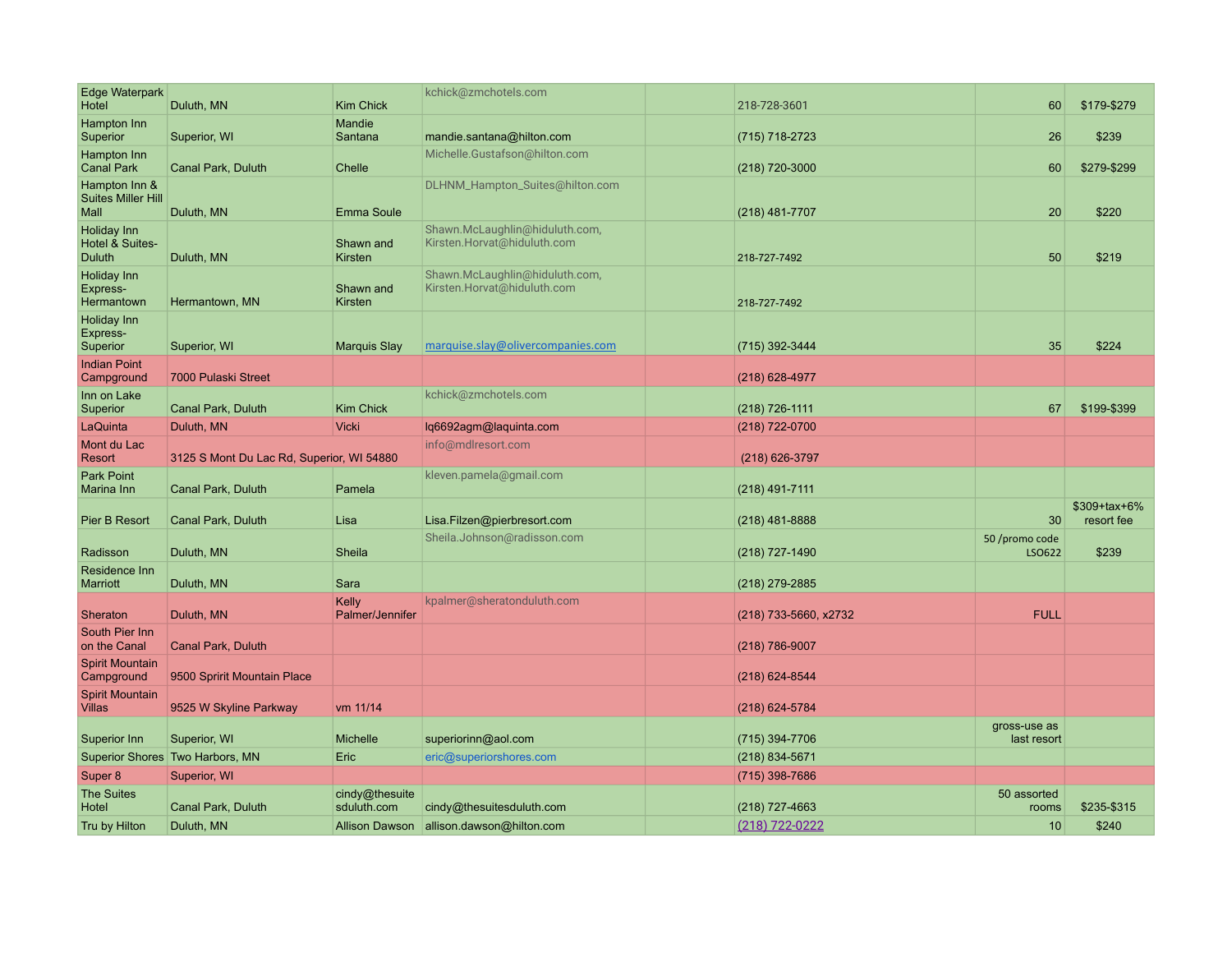| | | | | | | | |
|---|---|---|---|---|---|---|---|
| Edge Waterpark Hotel | Duluth, MN | Kim Chick | kchick@zmchotels.com | | 218-728-3601 | 60 | $179-$279 |
| Hampton Inn Superior | Superior, WI | Mandie Santana | mandie.santana@hilton.com | | (715) 718-2723 | 26 | $239 |
| Hampton Inn Canal Park | Canal Park, Duluth | Chelle | Michelle.Gustafson@hilton.com | | (218) 720-3000 | 60 | $279-$299 |
| Hampton Inn & Suites Miller Hill Mall | Duluth, MN | Emma Soule | DLHNM_Hampton_Suites@hilton.com | | (218) 481-7707 | 20 | $220 |
| Holiday Inn Hotel & Suites-Duluth | Duluth, MN | Shawn and Kirsten | Shawn.McLaughlin@hiduluth.com, Kirsten.Horvat@hiduluth.com | | 218-727-7492 | 50 | $219 |
| Holiday Inn Express-Hermantown | Hermantown, MN | Shawn and Kirsten | Shawn.McLaughlin@hiduluth.com, Kirsten.Horvat@hiduluth.com | | 218-727-7492 | | |
| Holiday Inn Express-Superior | Superior, WI | Marquis Slay | marquise.slay@olivercompanies.com | | (715) 392-3444 | 35 | $224 |
| Indian Point Campground | 7000 Pulaski Street | | | | (218) 628-4977 | | |
| Inn on Lake Superior | Canal Park, Duluth | Kim Chick | kchick@zmchotels.com | | (218) 726-1111 | 67 | $199-$399 |
| LaQuinta | Duluth, MN | Vicki | lq6692agm@laquinta.com | | (218) 722-0700 | | |
| Mont du Lac Resort | 3125 S Mont Du Lac Rd, Superior, WI 54880 | | info@mdlresort.com | | (218) 626-3797 | | |
| Park Point Marina Inn | Canal Park, Duluth | Pamela | kleven.pamela@gmail.com | | (218) 491-7111 | | |
| Pier B Resort | Canal Park, Duluth | Lisa | Lisa.Filzen@pierbresort.com | | (218) 481-8888 | 30 | $309+tax+6% resort fee |
| Radisson | Duluth, MN | Sheila | Sheila.Johnson@radisson.com | | (218) 727-1490 | 50 /promo code LSO622 | $239 |
| Residence Inn Marriott | Duluth, MN | Sara | | | (218) 279-2885 | | |
| Sheraton | Duluth, MN | Kelly Palmer/Jennifer | kpalmer@sheratonduluth.com | | (218) 733-5660, x2732 | FULL | |
| South Pier Inn on the Canal | Canal Park, Duluth | | | | (218) 786-9007 | | |
| Spirit Mountain Campground | 9500 Spririt Mountain Place | | | | (218) 624-8544 | | |
| Spirit Mountain Villas | 9525 W Skyline Parkway | vm 11/14 | | | (218) 624-5784 | | |
| Superior Inn | Superior, WI | Michelle | superiorinn@aol.com | | (715) 394-7706 | gross-use as last resort | |
| Superior Shores | Two Harbors, MN | Eric | eric@superiorshores.com | | (218) 834-5671 | | |
| Super 8 | Superior, WI | | | | (715) 398-7686 | | |
| The Suites Hotel | Canal Park, Duluth | cindy@thesuitesduluth.com | cindy@thesuitesduluth.com | | (218) 727-4663 | 50 assorted rooms | $235-$315 |
| Tru by Hilton | Duluth, MN | Allison Dawson | allison.dawson@hilton.com | | (218) 722-0222 | 10 | $240 |